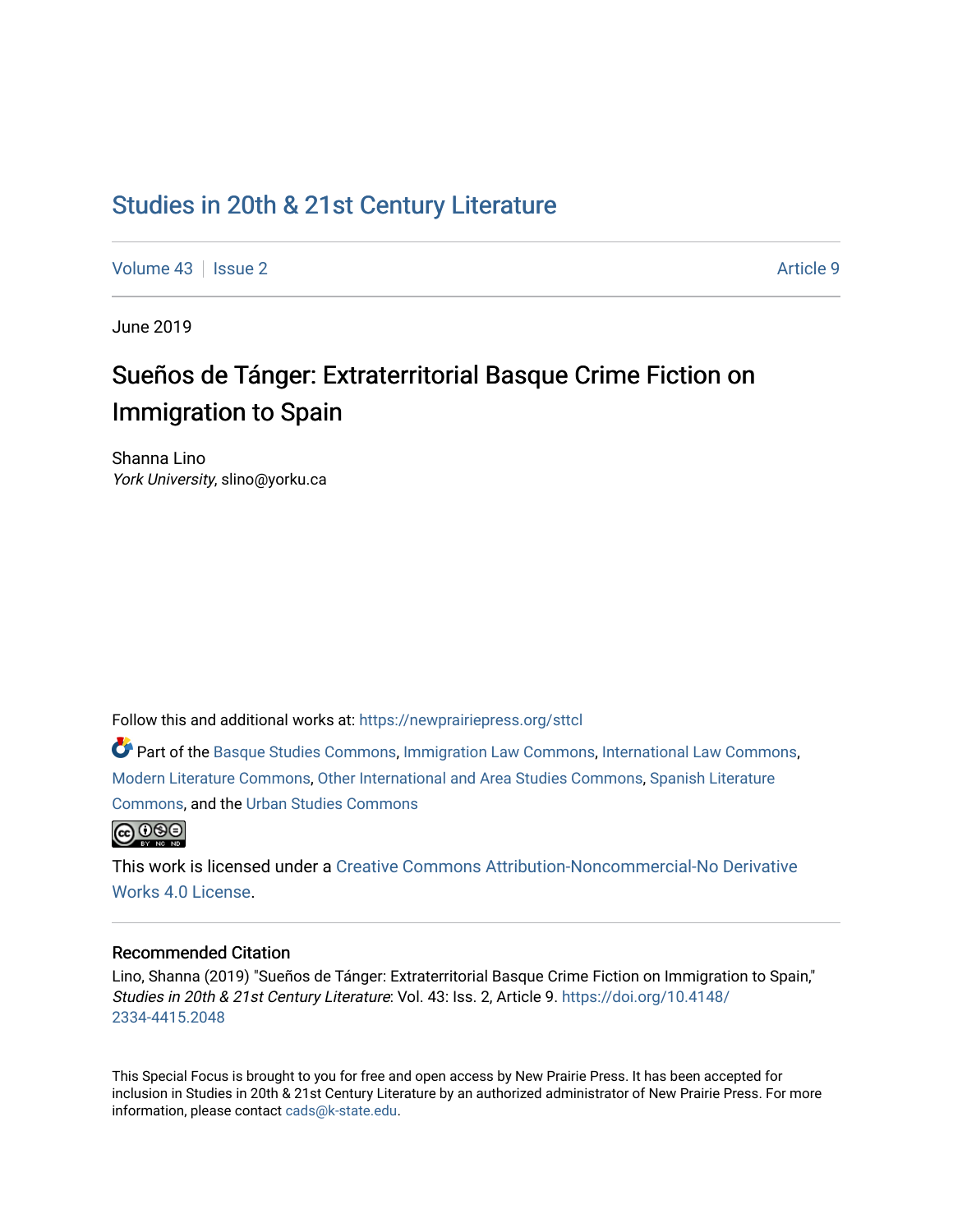# Studies in 20th & 21st Century Literature

Volume 43 | Issue 2 | Article 9

June 2019

## Sueños de Tánger: Extraterritorial Basque Crime Fiction on Immigration to Spain

Shanna Lino
*York University*, slino@yorku.ca

Follow this and additional works at: https://newprairiepress.org/sttcl

Part of the Basque Studies Commons, Immigration Law Commons, International Law Commons, Modern Literature Commons, Other International and Area Studies Commons, Spanish Literature Commons, and the Urban Studies Commons

This work is licensed under a Creative Commons Attribution-Noncommercial-No Derivative Works 4.0 License.

### Recommended Citation

Lino, Shanna (2019) "Sueños de Tánger: Extraterritorial Basque Crime Fiction on Immigration to Spain," *Studies in 20th & 21st Century Literature*: Vol. 43: Iss. 2, Article 9. https://doi.org/10.4148/2334-4415.2048

This Special Focus is brought to you for free and open access by New Prairie Press. It has been accepted for inclusion in Studies in 20th & 21st Century Literature by an authorized administrator of New Prairie Press. For more information, please contact cads@k-state.edu.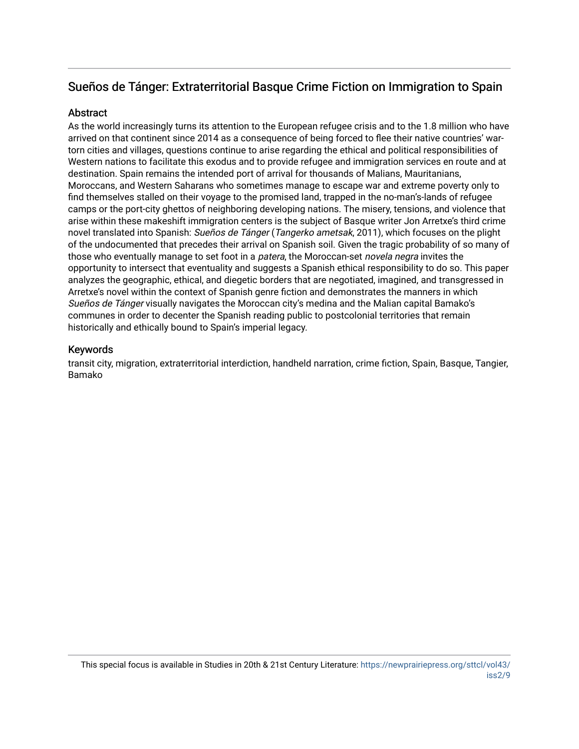## Sueños de Tánger: Extraterritorial Basque Crime Fiction on Immigration to Spain

### Abstract

As the world increasingly turns its attention to the European refugee crisis and to the 1.8 million who have arrived on that continent since 2014 as a consequence of being forced to flee their native countries' war-torn cities and villages, questions continue to arise regarding the ethical and political responsibilities of Western nations to facilitate this exodus and to provide refugee and immigration services en route and at destination. Spain remains the intended port of arrival for thousands of Malians, Mauritanians, Moroccans, and Western Saharans who sometimes manage to escape war and extreme poverty only to find themselves stalled on their voyage to the promised land, trapped in the no-man's-lands of refugee camps or the port-city ghettos of neighboring developing nations. The misery, tensions, and violence that arise within these makeshift immigration centers is the subject of Basque writer Jon Arretxe's third crime novel translated into Spanish: *Sueños de Tánger* (*Tangerko ametsak*, 2011), which focuses on the plight of the undocumented that precedes their arrival on Spanish soil. Given the tragic probability of so many of those who eventually manage to set foot in a *patera*, the Moroccan-set *novela negra* invites the opportunity to intersect that eventuality and suggests a Spanish ethical responsibility to do so. This paper analyzes the geographic, ethical, and diegetic borders that are negotiated, imagined, and transgressed in Arretxe's novel within the context of Spanish genre fiction and demonstrates the manners in which *Sueños de Tánger* visually navigates the Moroccan city's medina and the Malian capital Bamako's communes in order to decenter the Spanish reading public to postcolonial territories that remain historically and ethically bound to Spain's imperial legacy.

### Keywords

transit city, migration, extraterritorial interdiction, handheld narration, crime fiction, Spain, Basque, Tangier, Bamako

This special focus is available in Studies in 20th & 21st Century Literature: https://newprairiepress.org/sttcl/vol43/iss2/9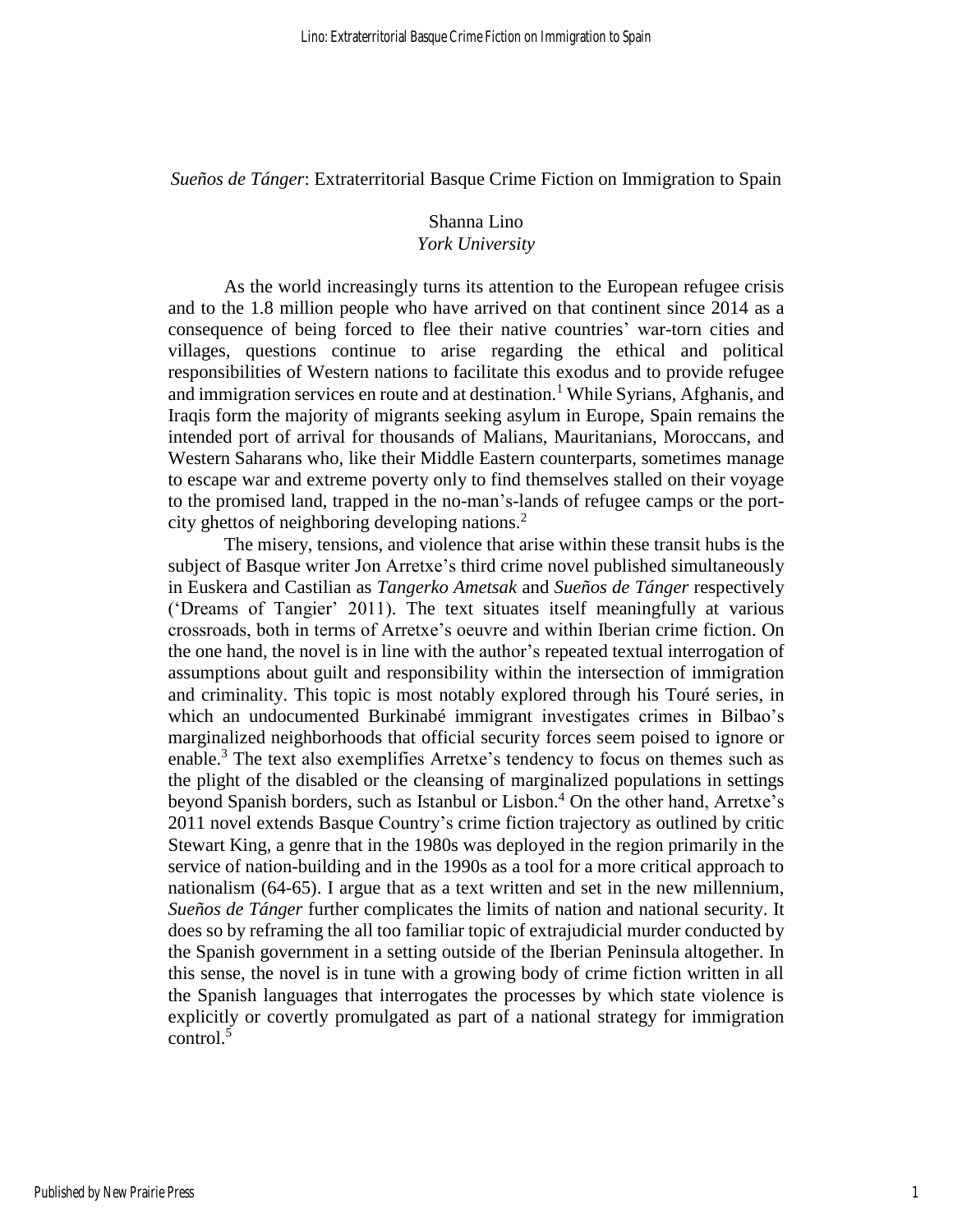*Sueños de Tánger*: Extraterritorial Basque Crime Fiction on Immigration to Spain

Shanna Lino
*York University*

As the world increasingly turns its attention to the European refugee crisis and to the 1.8 million people who have arrived on that continent since 2014 as a consequence of being forced to flee their native countries' war-torn cities and villages, questions continue to arise regarding the ethical and political responsibilities of Western nations to facilitate this exodus and to provide refugee and immigration services en route and at destination.[1] While Syrians, Afghanis, and Iraqis form the majority of migrants seeking asylum in Europe, Spain remains the intended port of arrival for thousands of Malians, Mauritanians, Moroccans, and Western Saharans who, like their Middle Eastern counterparts, sometimes manage to escape war and extreme poverty only to find themselves stalled on their voyage to the promised land, trapped in the no-man's-lands of refugee camps or the port-city ghettos of neighboring developing nations.[2]

The misery, tensions, and violence that arise within these transit hubs is the subject of Basque writer Jon Arretxe's third crime novel published simultaneously in Euskera and Castilian as *Tangerko Ametsak* and *Sueños de Tánger* respectively ('Dreams of Tangier' 2011). The text situates itself meaningfully at various crossroads, both in terms of Arretxe's oeuvre and within Iberian crime fiction. On the one hand, the novel is in line with the author's repeated textual interrogation of assumptions about guilt and responsibility within the intersection of immigration and criminality. This topic is most notably explored through his Touré series, in which an undocumented Burkinabé immigrant investigates crimes in Bilbao's marginalized neighborhoods that official security forces seem poised to ignore or enable.[3] The text also exemplifies Arretxe's tendency to focus on themes such as the plight of the disabled or the cleansing of marginalized populations in settings beyond Spanish borders, such as Istanbul or Lisbon.[4] On the other hand, Arretxe's 2011 novel extends Basque Country's crime fiction trajectory as outlined by critic Stewart King, a genre that in the 1980s was deployed in the region primarily in the service of nation-building and in the 1990s as a tool for a more critical approach to nationalism (64-65). I argue that as a text written and set in the new millennium, *Sueños de Tánger* further complicates the limits of nation and national security. It does so by reframing the all too familiar topic of extrajudicial murder conducted by the Spanish government in a setting outside of the Iberian Peninsula altogether. In this sense, the novel is in tune with a growing body of crime fiction written in all the Spanish languages that interrogates the processes by which state violence is explicitly or covertly promulgated as part of a national strategy for immigration control.[5]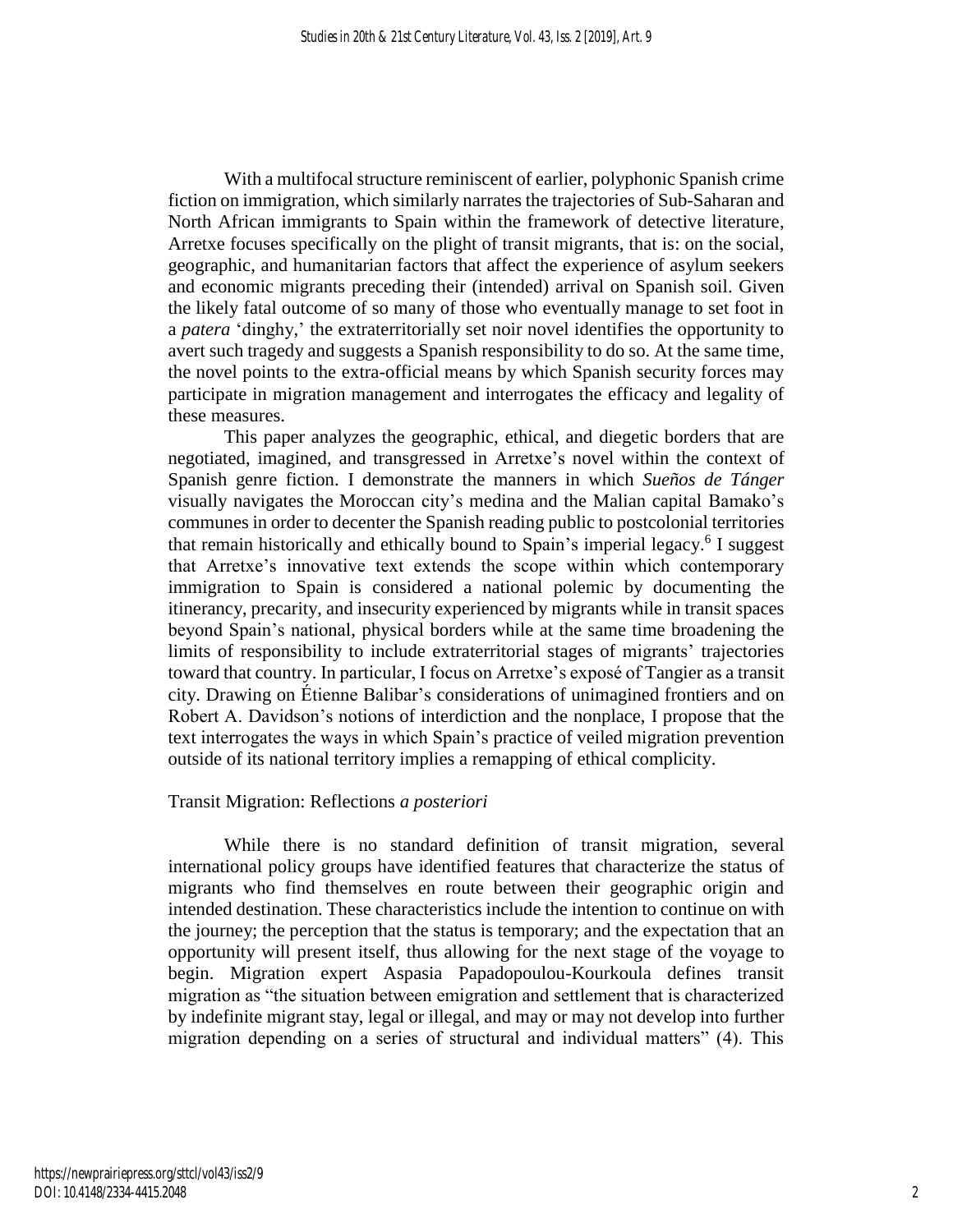With a multifocal structure reminiscent of earlier, polyphonic Spanish crime fiction on immigration, which similarly narrates the trajectories of Sub-Saharan and North African immigrants to Spain within the framework of detective literature, Arretxe focuses specifically on the plight of transit migrants, that is: on the social, geographic, and humanitarian factors that affect the experience of asylum seekers and economic migrants preceding their (intended) arrival on Spanish soil. Given the likely fatal outcome of so many of those who eventually manage to set foot in a *patera* 'dinghy,' the extraterritorially set noir novel identifies the opportunity to avert such tragedy and suggests a Spanish responsibility to do so. At the same time, the novel points to the extra-official means by which Spanish security forces may participate in migration management and interrogates the efficacy and legality of these measures.

This paper analyzes the geographic, ethical, and diegetic borders that are negotiated, imagined, and transgressed in Arretxe's novel within the context of Spanish genre fiction. I demonstrate the manners in which *Sueños de Tánger* visually navigates the Moroccan city's medina and the Malian capital Bamako's communes in order to decenter the Spanish reading public to postcolonial territories that remain historically and ethically bound to Spain's imperial legacy.[6] I suggest that Arretxe's innovative text extends the scope within which contemporary immigration to Spain is considered a national polemic by documenting the itinerancy, precarity, and insecurity experienced by migrants while in transit spaces beyond Spain's national, physical borders while at the same time broadening the limits of responsibility to include extraterritorial stages of migrants' trajectories toward that country. In particular, I focus on Arretxe's exposé of Tangier as a transit city. Drawing on Étienne Balibar's considerations of unimagined frontiers and on Robert A. Davidson's notions of interdiction and the nonplace, I propose that the text interrogates the ways in which Spain's practice of veiled migration prevention outside of its national territory implies a remapping of ethical complicity.

## Transit Migration: Reflections *a posteriori*

While there is no standard definition of transit migration, several international policy groups have identified features that characterize the status of migrants who find themselves en route between their geographic origin and intended destination. These characteristics include the intention to continue on with the journey; the perception that the status is temporary; and the expectation that an opportunity will present itself, thus allowing for the next stage of the voyage to begin. Migration expert Aspasia Papadopoulou-Kourkoula defines transit migration as "the situation between emigration and settlement that is characterized by indefinite migrant stay, legal or illegal, and may or may not develop into further migration depending on a series of structural and individual matters" (4). This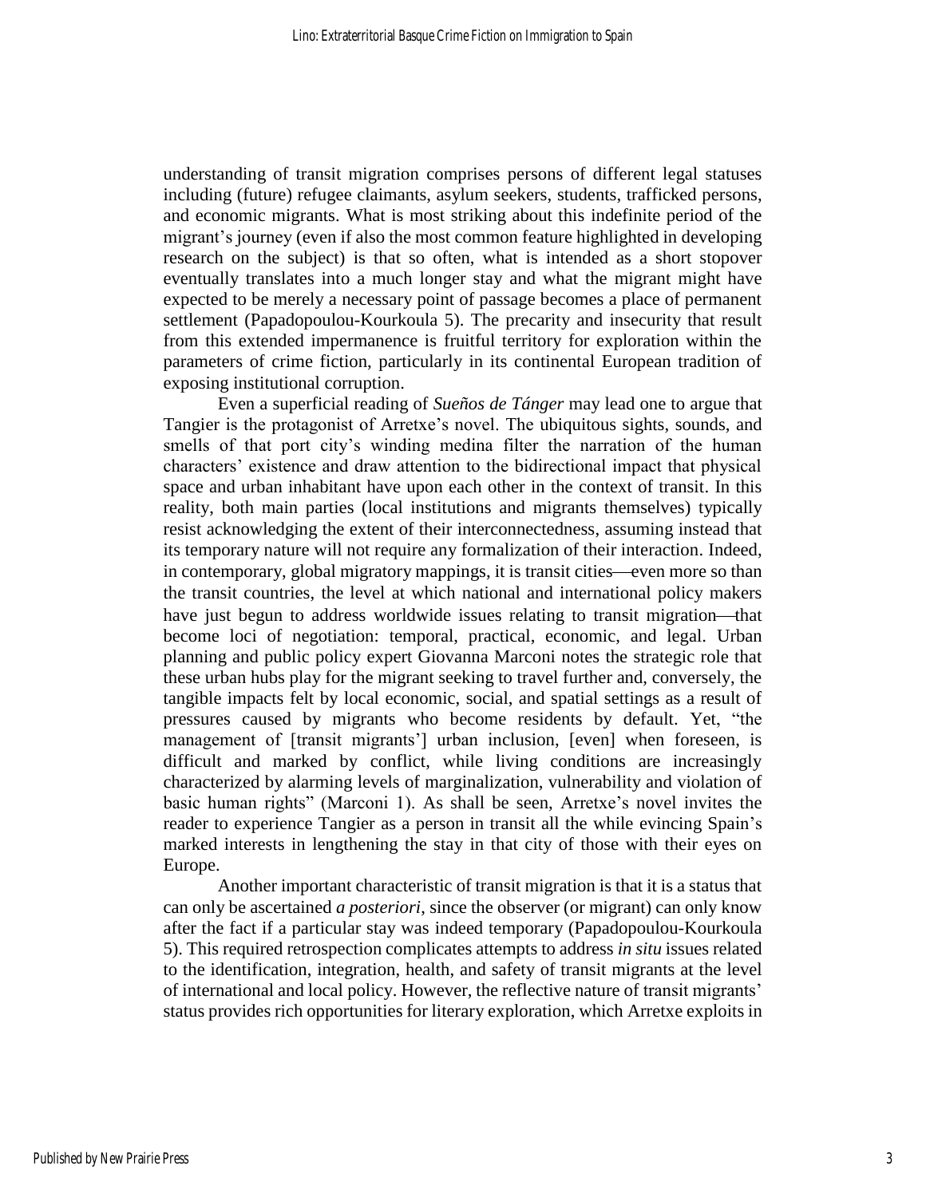understanding of transit migration comprises persons of different legal statuses including (future) refugee claimants, asylum seekers, students, trafficked persons, and economic migrants. What is most striking about this indefinite period of the migrant's journey (even if also the most common feature highlighted in developing research on the subject) is that so often, what is intended as a short stopover eventually translates into a much longer stay and what the migrant might have expected to be merely a necessary point of passage becomes a place of permanent settlement (Papadopoulou-Kourkoula 5). The precarity and insecurity that result from this extended impermanence is fruitful territory for exploration within the parameters of crime fiction, particularly in its continental European tradition of exposing institutional corruption.

Even a superficial reading of *Sueños de Tánger* may lead one to argue that Tangier is the protagonist of Arretxe's novel. The ubiquitous sights, sounds, and smells of that port city's winding medina filter the narration of the human characters' existence and draw attention to the bidirectional impact that physical space and urban inhabitant have upon each other in the context of transit. In this reality, both main parties (local institutions and migrants themselves) typically resist acknowledging the extent of their interconnectedness, assuming instead that its temporary nature will not require any formalization of their interaction. Indeed, in contemporary, global migratory mappings, it is transit cities—even more so than the transit countries, the level at which national and international policy makers have just begun to address worldwide issues relating to transit migration—that become loci of negotiation: temporal, practical, economic, and legal. Urban planning and public policy expert Giovanna Marconi notes the strategic role that these urban hubs play for the migrant seeking to travel further and, conversely, the tangible impacts felt by local economic, social, and spatial settings as a result of pressures caused by migrants who become residents by default. Yet, "the management of [transit migrants'] urban inclusion, [even] when foreseen, is difficult and marked by conflict, while living conditions are increasingly characterized by alarming levels of marginalization, vulnerability and violation of basic human rights" (Marconi 1). As shall be seen, Arretxe's novel invites the reader to experience Tangier as a person in transit all the while evincing Spain's marked interests in lengthening the stay in that city of those with their eyes on Europe.

Another important characteristic of transit migration is that it is a status that can only be ascertained *a posteriori*, since the observer (or migrant) can only know after the fact if a particular stay was indeed temporary (Papadopoulou-Kourkoula 5). This required retrospection complicates attempts to address *in situ* issues related to the identification, integration, health, and safety of transit migrants at the level of international and local policy. However, the reflective nature of transit migrants' status provides rich opportunities for literary exploration, which Arretxe exploits in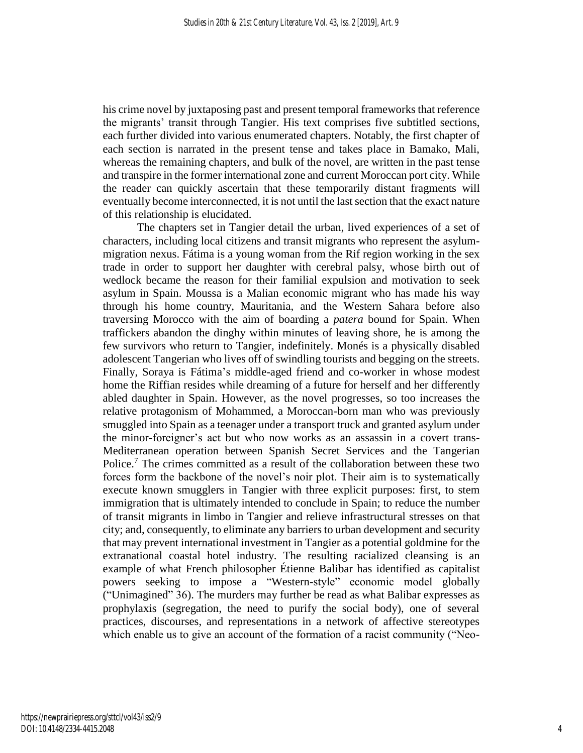his crime novel by juxtaposing past and present temporal frameworks that reference the migrants' transit through Tangier. His text comprises five subtitled sections, each further divided into various enumerated chapters. Notably, the first chapter of each section is narrated in the present tense and takes place in Bamako, Mali, whereas the remaining chapters, and bulk of the novel, are written in the past tense and transpire in the former international zone and current Moroccan port city. While the reader can quickly ascertain that these temporarily distant fragments will eventually become interconnected, it is not until the last section that the exact nature of this relationship is elucidated.

The chapters set in Tangier detail the urban, lived experiences of a set of characters, including local citizens and transit migrants who represent the asylum-migration nexus. Fátima is a young woman from the Rif region working in the sex trade in order to support her daughter with cerebral palsy, whose birth out of wedlock became the reason for their familial expulsion and motivation to seek asylum in Spain. Moussa is a Malian economic migrant who has made his way through his home country, Mauritania, and the Western Sahara before also traversing Morocco with the aim of boarding a *patera* bound for Spain. When traffickers abandon the dinghy within minutes of leaving shore, he is among the few survivors who return to Tangier, indefinitely. Monés is a physically disabled adolescent Tangerian who lives off of swindling tourists and begging on the streets. Finally, Soraya is Fátima's middle-aged friend and co-worker in whose modest home the Riffian resides while dreaming of a future for herself and her differently abled daughter in Spain. However, as the novel progresses, so too increases the relative protagonism of Mohammed, a Moroccan-born man who was previously smuggled into Spain as a teenager under a transport truck and granted asylum under the minor-foreigner's act but who now works as an assassin in a covert trans-Mediterranean operation between Spanish Secret Services and the Tangerian Police.[7] The crimes committed as a result of the collaboration between these two forces form the backbone of the novel's noir plot. Their aim is to systematically execute known smugglers in Tangier with three explicit purposes: first, to stem immigration that is ultimately intended to conclude in Spain; to reduce the number of transit migrants in limbo in Tangier and relieve infrastructural stresses on that city; and, consequently, to eliminate any barriers to urban development and security that may prevent international investment in Tangier as a potential goldmine for the extranational coastal hotel industry. The resulting racialized cleansing is an example of what French philosopher Étienne Balibar has identified as capitalist powers seeking to impose a "Western-style" economic model globally ("Unimagined" 36). The murders may further be read as what Balibar expresses as prophylaxis (segregation, the need to purify the social body), one of several practices, discourses, and representations in a network of affective stereotypes which enable us to give an account of the formation of a racist community ("Neo-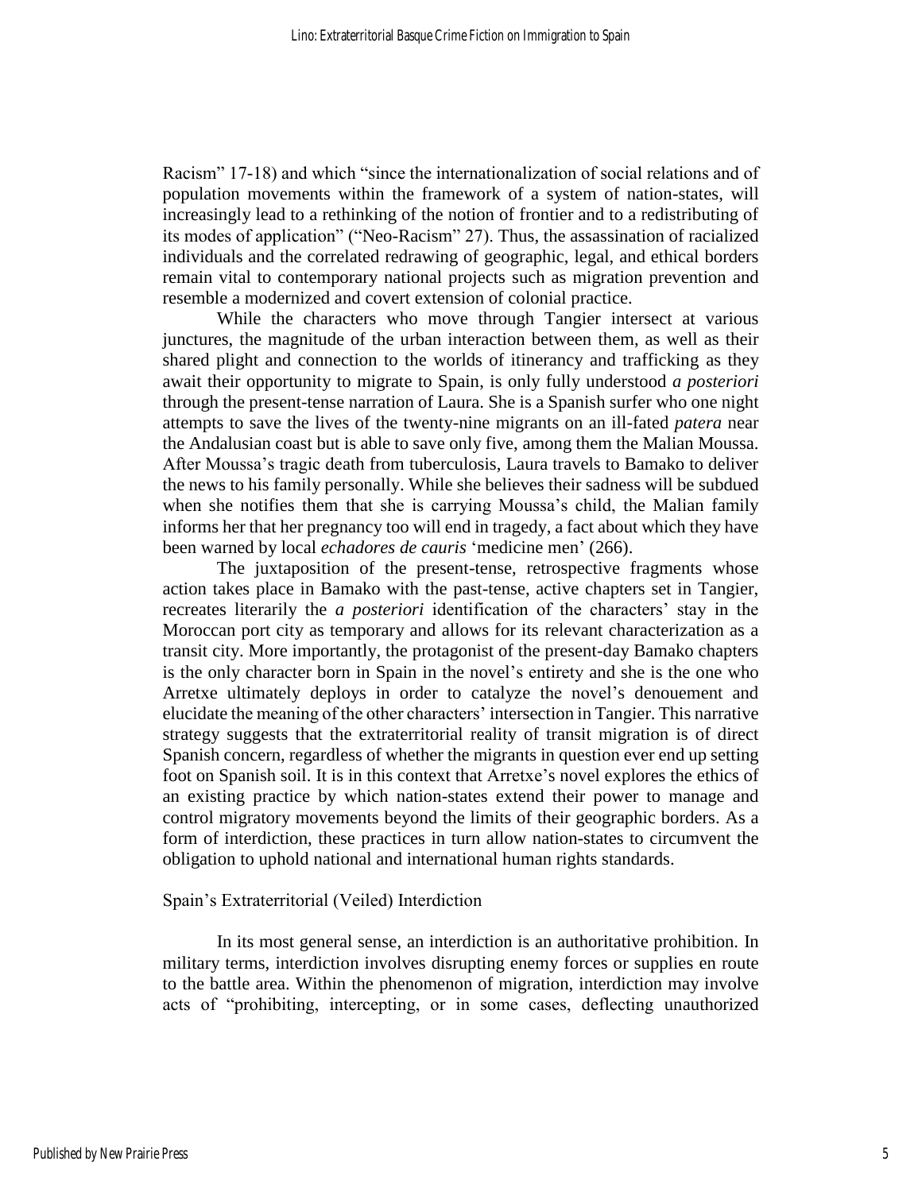Racism" 17-18) and which "since the internationalization of social relations and of population movements within the framework of a system of nation-states, will increasingly lead to a rethinking of the notion of frontier and to a redistributing of its modes of application" ("Neo-Racism" 27). Thus, the assassination of racialized individuals and the correlated redrawing of geographic, legal, and ethical borders remain vital to contemporary national projects such as migration prevention and resemble a modernized and covert extension of colonial practice.

While the characters who move through Tangier intersect at various junctures, the magnitude of the urban interaction between them, as well as their shared plight and connection to the worlds of itinerancy and trafficking as they await their opportunity to migrate to Spain, is only fully understood *a posteriori* through the present-tense narration of Laura. She is a Spanish surfer who one night attempts to save the lives of the twenty-nine migrants on an ill-fated *patera* near the Andalusian coast but is able to save only five, among them the Malian Moussa. After Moussa's tragic death from tuberculosis, Laura travels to Bamako to deliver the news to his family personally. While she believes their sadness will be subdued when she notifies them that she is carrying Moussa's child, the Malian family informs her that her pregnancy too will end in tragedy, a fact about which they have been warned by local *echadores de cauris* 'medicine men' (266).

The juxtaposition of the present-tense, retrospective fragments whose action takes place in Bamako with the past-tense, active chapters set in Tangier, recreates literarily the *a posteriori* identification of the characters' stay in the Moroccan port city as temporary and allows for its relevant characterization as a transit city. More importantly, the protagonist of the present-day Bamako chapters is the only character born in Spain in the novel's entirety and she is the one who Arretxe ultimately deploys in order to catalyze the novel's denouement and elucidate the meaning of the other characters' intersection in Tangier. This narrative strategy suggests that the extraterritorial reality of transit migration is of direct Spanish concern, regardless of whether the migrants in question ever end up setting foot on Spanish soil. It is in this context that Arretxe's novel explores the ethics of an existing practice by which nation-states extend their power to manage and control migratory movements beyond the limits of their geographic borders. As a form of interdiction, these practices in turn allow nation-states to circumvent the obligation to uphold national and international human rights standards.

## Spain's Extraterritorial (Veiled) Interdiction

In its most general sense, an interdiction is an authoritative prohibition. In military terms, interdiction involves disrupting enemy forces or supplies en route to the battle area. Within the phenomenon of migration, interdiction may involve acts of "prohibiting, intercepting, or in some cases, deflecting unauthorized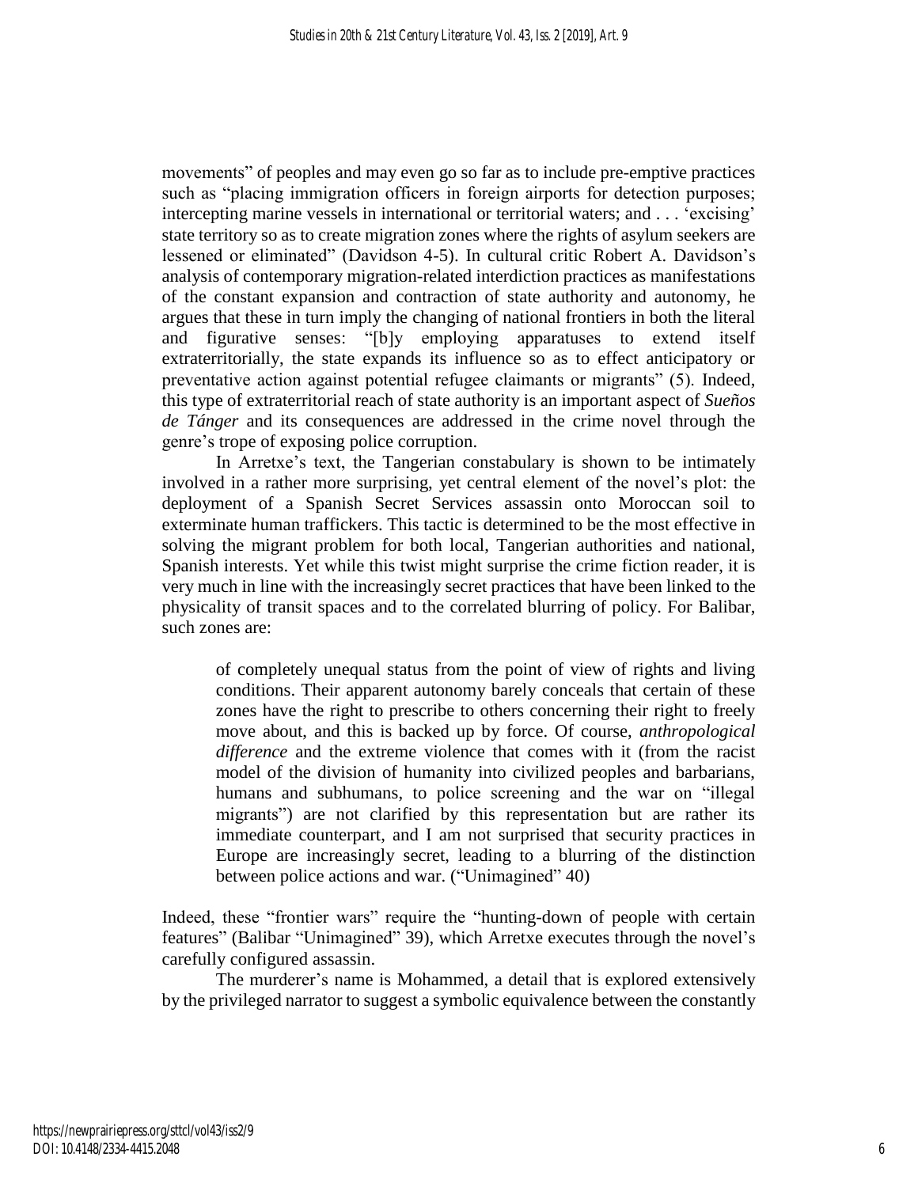movements" of peoples and may even go so far as to include pre-emptive practices such as "placing immigration officers in foreign airports for detection purposes; intercepting marine vessels in international or territorial waters; and . . . 'excising' state territory so as to create migration zones where the rights of asylum seekers are lessened or eliminated" (Davidson 4-5). In cultural critic Robert A. Davidson's analysis of contemporary migration-related interdiction practices as manifestations of the constant expansion and contraction of state authority and autonomy, he argues that these in turn imply the changing of national frontiers in both the literal and figurative senses: "[b]y employing apparatuses to extend itself extraterritorially, the state expands its influence so as to effect anticipatory or preventative action against potential refugee claimants or migrants" (5). Indeed, this type of extraterritorial reach of state authority is an important aspect of *Sueños de Tánger* and its consequences are addressed in the crime novel through the genre's trope of exposing police corruption.

In Arretxe's text, the Tangerian constabulary is shown to be intimately involved in a rather more surprising, yet central element of the novel's plot: the deployment of a Spanish Secret Services assassin onto Moroccan soil to exterminate human traffickers. This tactic is determined to be the most effective in solving the migrant problem for both local, Tangerian authorities and national, Spanish interests. Yet while this twist might surprise the crime fiction reader, it is very much in line with the increasingly secret practices that have been linked to the physicality of transit spaces and to the correlated blurring of policy. For Balibar, such zones are:

> of completely unequal status from the point of view of rights and living conditions. Their apparent autonomy barely conceals that certain of these zones have the right to prescribe to others concerning their right to freely move about, and this is backed up by force. Of course, *anthropological difference* and the extreme violence that comes with it (from the racist model of the division of humanity into civilized peoples and barbarians, humans and subhumans, to police screening and the war on "illegal migrants") are not clarified by this representation but are rather its immediate counterpart, and I am not surprised that security practices in Europe are increasingly secret, leading to a blurring of the distinction between police actions and war. ("Unimagined" 40)

Indeed, these "frontier wars" require the "hunting-down of people with certain features" (Balibar "Unimagined" 39), which Arretxe executes through the novel's carefully configured assassin.

The murderer's name is Mohammed, a detail that is explored extensively by the privileged narrator to suggest a symbolic equivalence between the constantly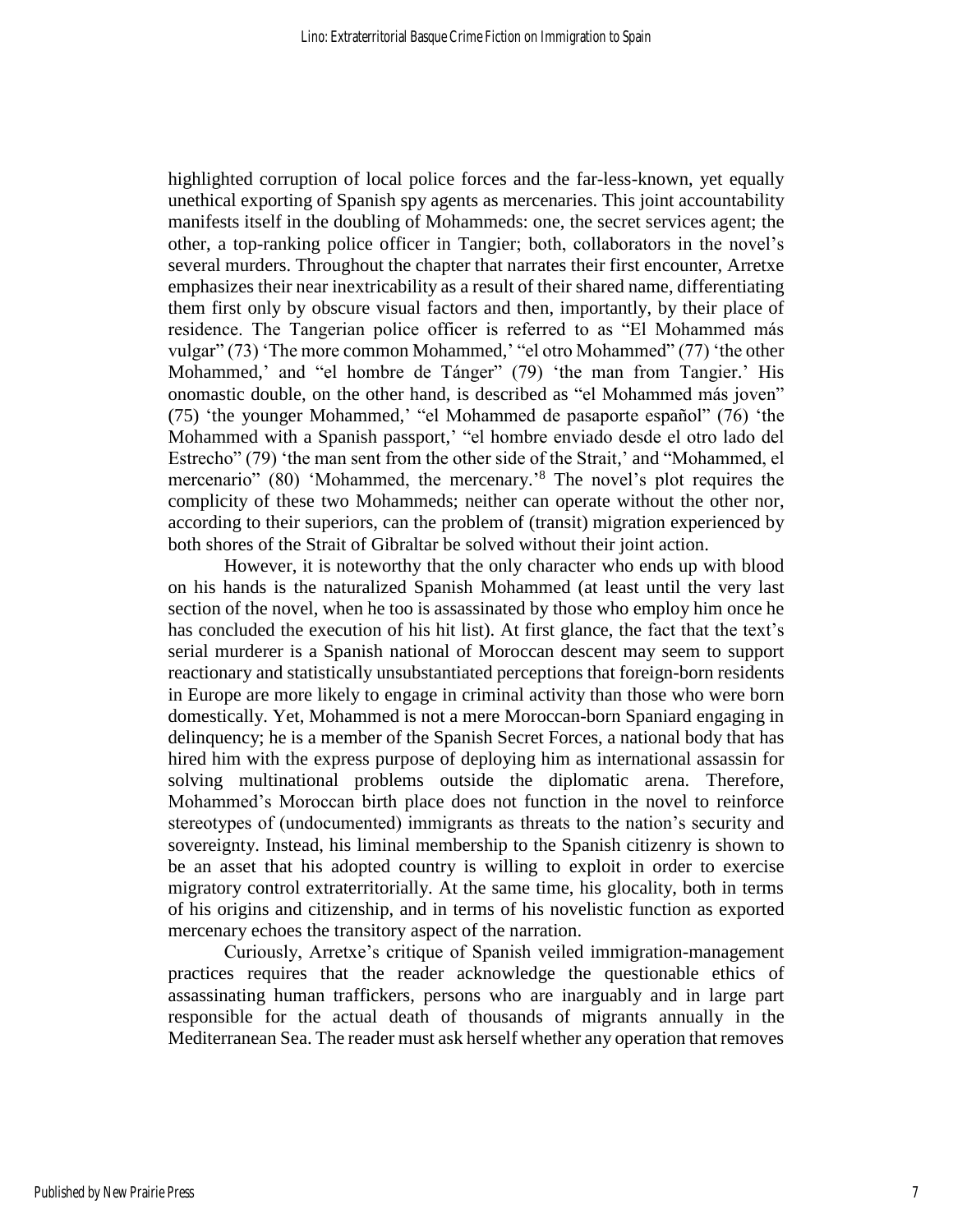highlighted corruption of local police forces and the far-less-known, yet equally unethical exporting of Spanish spy agents as mercenaries. This joint accountability manifests itself in the doubling of Mohammeds: one, the secret services agent; the other, a top-ranking police officer in Tangier; both, collaborators in the novel's several murders. Throughout the chapter that narrates their first encounter, Arretxe emphasizes their near inextricability as a result of their shared name, differentiating them first only by obscure visual factors and then, importantly, by their place of residence. The Tangerian police officer is referred to as "El Mohammed más vulgar" (73) 'The more common Mohammed,' "el otro Mohammed" (77) 'the other Mohammed,' and "el hombre de Tánger" (79) 'the man from Tangier.' His onomastic double, on the other hand, is described as "el Mohammed más joven" (75) 'the younger Mohammed,' "el Mohammed de pasaporte español" (76) 'the Mohammed with a Spanish passport,' "el hombre enviado desde el otro lado del Estrecho" (79) 'the man sent from the other side of the Strait,' and "Mohammed, el mercenario" (80) 'Mohammed, the mercenary.'[8] The novel's plot requires the complicity of these two Mohammeds; neither can operate without the other nor, according to their superiors, can the problem of (transit) migration experienced by both shores of the Strait of Gibraltar be solved without their joint action.

However, it is noteworthy that the only character who ends up with blood on his hands is the naturalized Spanish Mohammed (at least until the very last section of the novel, when he too is assassinated by those who employ him once he has concluded the execution of his hit list). At first glance, the fact that the text's serial murderer is a Spanish national of Moroccan descent may seem to support reactionary and statistically unsubstantiated perceptions that foreign-born residents in Europe are more likely to engage in criminal activity than those who were born domestically. Yet, Mohammed is not a mere Moroccan-born Spaniard engaging in delinquency; he is a member of the Spanish Secret Forces, a national body that has hired him with the express purpose of deploying him as international assassin for solving multinational problems outside the diplomatic arena. Therefore, Mohammed's Moroccan birth place does not function in the novel to reinforce stereotypes of (undocumented) immigrants as threats to the nation's security and sovereignty. Instead, his liminal membership to the Spanish citizenry is shown to be an asset that his adopted country is willing to exploit in order to exercise migratory control extraterritorially. At the same time, his glocality, both in terms of his origins and citizenship, and in terms of his novelistic function as exported mercenary echoes the transitory aspect of the narration.

Curiously, Arretxe's critique of Spanish veiled immigration-management practices requires that the reader acknowledge the questionable ethics of assassinating human traffickers, persons who are inarguably and in large part responsible for the actual death of thousands of migrants annually in the Mediterranean Sea. The reader must ask herself whether any operation that removes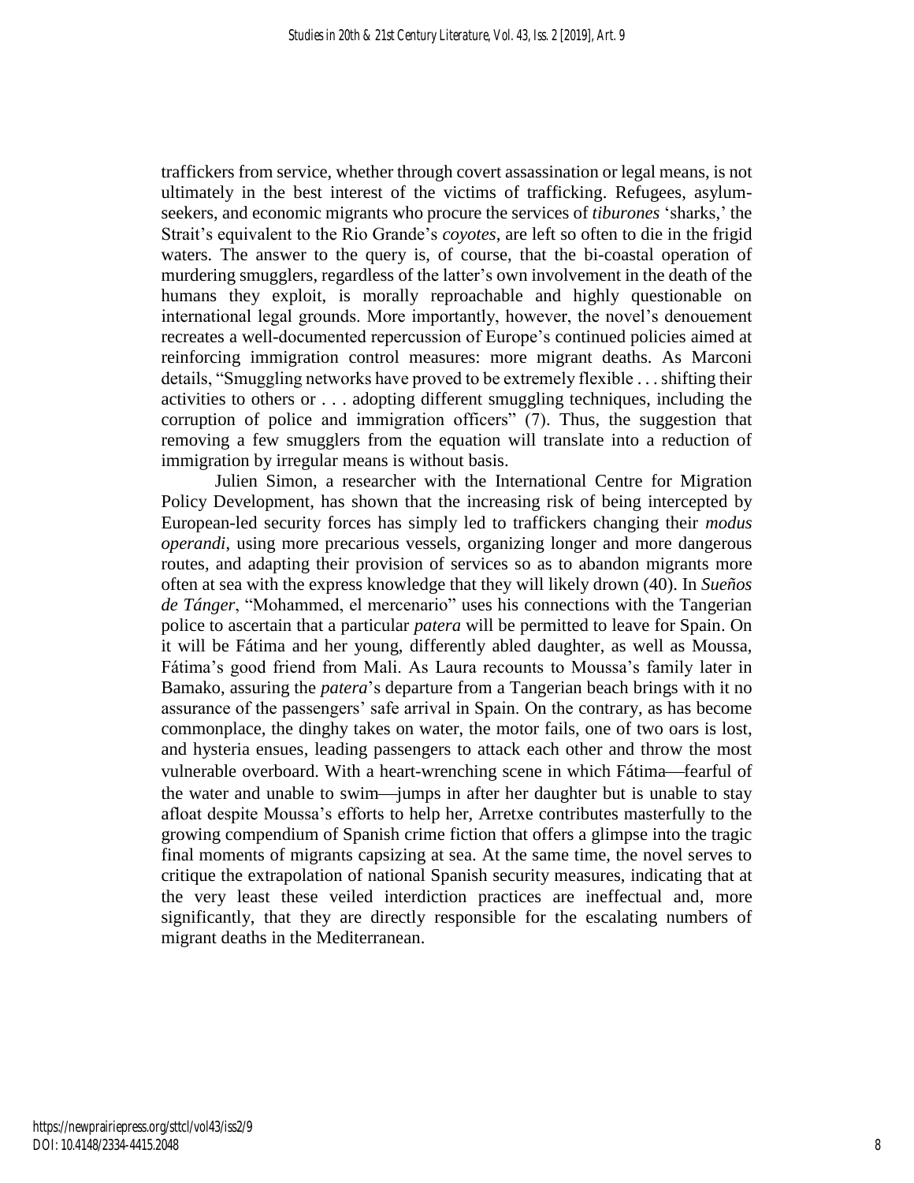traffickers from service, whether through covert assassination or legal means, is not ultimately in the best interest of the victims of trafficking. Refugees, asylum-seekers, and economic migrants who procure the services of *tiburones* 'sharks,' the Strait's equivalent to the Rio Grande's *coyotes*, are left so often to die in the frigid waters. The answer to the query is, of course, that the bi-coastal operation of murdering smugglers, regardless of the latter's own involvement in the death of the humans they exploit, is morally reproachable and highly questionable on international legal grounds. More importantly, however, the novel's denouement recreates a well-documented repercussion of Europe's continued policies aimed at reinforcing immigration control measures: more migrant deaths. As Marconi details, "Smuggling networks have proved to be extremely flexible . . . shifting their activities to others or . . . adopting different smuggling techniques, including the corruption of police and immigration officers" (7). Thus, the suggestion that removing a few smugglers from the equation will translate into a reduction of immigration by irregular means is without basis.

Julien Simon, a researcher with the International Centre for Migration Policy Development, has shown that the increasing risk of being intercepted by European-led security forces has simply led to traffickers changing their *modus operandi*, using more precarious vessels, organizing longer and more dangerous routes, and adapting their provision of services so as to abandon migrants more often at sea with the express knowledge that they will likely drown (40). In *Sueños de Tánger*, "Mohammed, el mercenario" uses his connections with the Tangerian police to ascertain that a particular *patera* will be permitted to leave for Spain. On it will be Fátima and her young, differently abled daughter, as well as Moussa, Fátima's good friend from Mali. As Laura recounts to Moussa's family later in Bamako, assuring the *patera*'s departure from a Tangerian beach brings with it no assurance of the passengers' safe arrival in Spain. On the contrary, as has become commonplace, the dinghy takes on water, the motor fails, one of two oars is lost, and hysteria ensues, leading passengers to attack each other and throw the most vulnerable overboard. With a heart-wrenching scene in which Fátima—fearful of the water and unable to swim—jumps in after her daughter but is unable to stay afloat despite Moussa's efforts to help her, Arretxe contributes masterfully to the growing compendium of Spanish crime fiction that offers a glimpse into the tragic final moments of migrants capsizing at sea. At the same time, the novel serves to critique the extrapolation of national Spanish security measures, indicating that at the very least these veiled interdiction practices are ineffectual and, more significantly, that they are directly responsible for the escalating numbers of migrant deaths in the Mediterranean.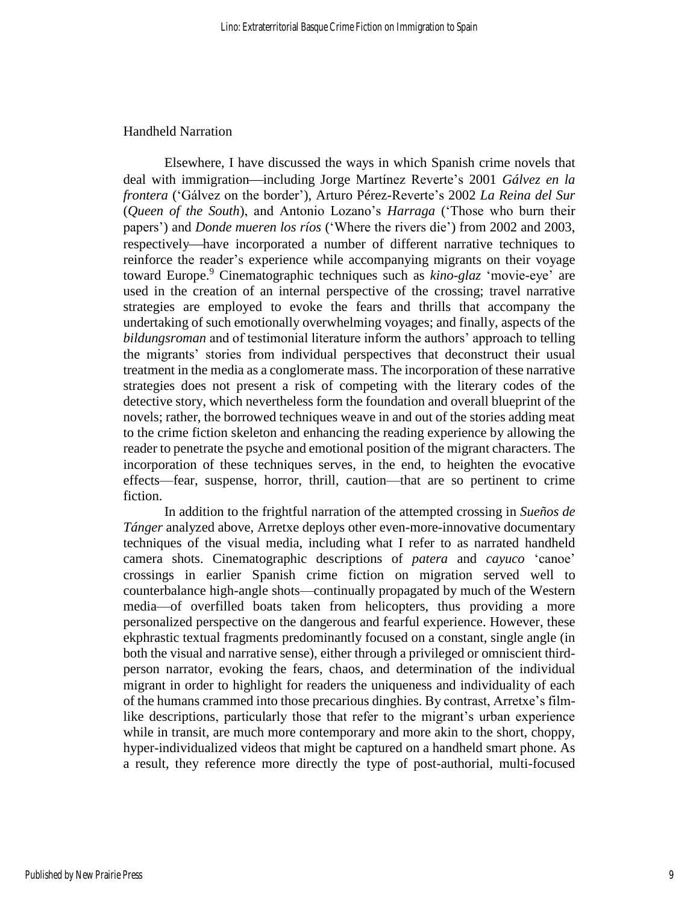## Handheld Narration

Elsewhere, I have discussed the ways in which Spanish crime novels that deal with immigration—including Jorge Martínez Reverte's 2001 *Gálvez en la frontera* ('Gálvez on the border'), Arturo Pérez-Reverte's 2002 *La Reina del Sur* (*Queen of the South*), and Antonio Lozano's *Harraga* ('Those who burn their papers') and *Donde mueren los ríos* ('Where the rivers die') from 2002 and 2003, respectively—have incorporated a number of different narrative techniques to reinforce the reader's experience while accompanying migrants on their voyage toward Europe.[9] Cinematographic techniques such as *kino-glaz* 'movie-eye' are used in the creation of an internal perspective of the crossing; travel narrative strategies are employed to evoke the fears and thrills that accompany the undertaking of such emotionally overwhelming voyages; and finally, aspects of the *bildungsroman* and of testimonial literature inform the authors' approach to telling the migrants' stories from individual perspectives that deconstruct their usual treatment in the media as a conglomerate mass. The incorporation of these narrative strategies does not present a risk of competing with the literary codes of the detective story, which nevertheless form the foundation and overall blueprint of the novels; rather, the borrowed techniques weave in and out of the stories adding meat to the crime fiction skeleton and enhancing the reading experience by allowing the reader to penetrate the psyche and emotional position of the migrant characters. The incorporation of these techniques serves, in the end, to heighten the evocative effects—fear, suspense, horror, thrill, caution—that are so pertinent to crime fiction.

In addition to the frightful narration of the attempted crossing in *Sueños de Tánger* analyzed above, Arretxe deploys other even-more-innovative documentary techniques of the visual media, including what I refer to as narrated handheld camera shots. Cinematographic descriptions of *patera* and *cayuco* 'canoe' crossings in earlier Spanish crime fiction on migration served well to counterbalance high-angle shots—continually propagated by much of the Western media—of overfilled boats taken from helicopters, thus providing a more personalized perspective on the dangerous and fearful experience. However, these ekphrastic textual fragments predominantly focused on a constant, single angle (in both the visual and narrative sense), either through a privileged or omniscient third-person narrator, evoking the fears, chaos, and determination of the individual migrant in order to highlight for readers the uniqueness and individuality of each of the humans crammed into those precarious dinghies. By contrast, Arretxe's film-like descriptions, particularly those that refer to the migrant's urban experience while in transit, are much more contemporary and more akin to the short, choppy, hyper-individualized videos that might be captured on a handheld smart phone. As a result, they reference more directly the type of post-authorial, multi-focused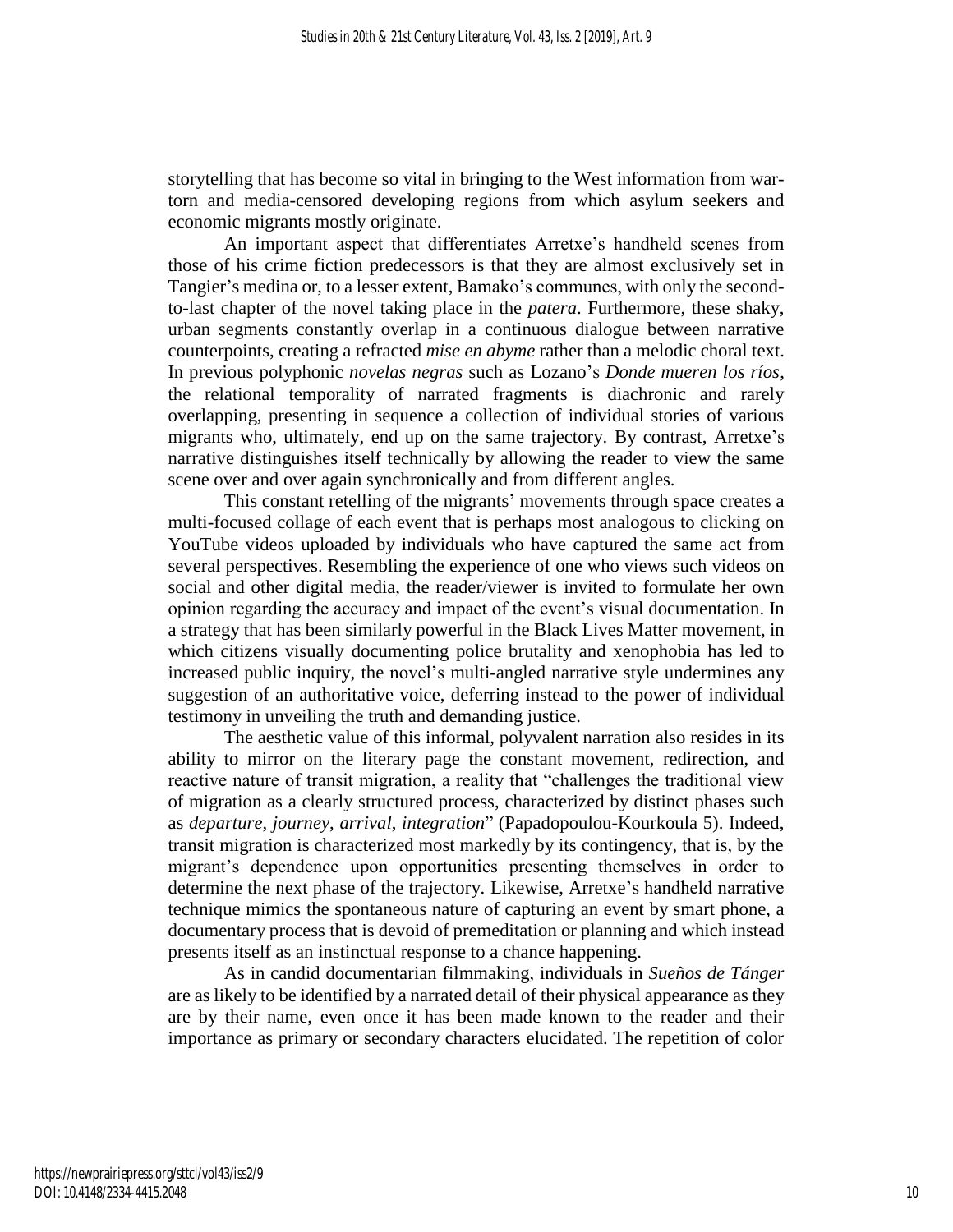storytelling that has become so vital in bringing to the West information from war-torn and media-censored developing regions from which asylum seekers and economic migrants mostly originate.

An important aspect that differentiates Arretxe's handheld scenes from those of his crime fiction predecessors is that they are almost exclusively set in Tangier's medina or, to a lesser extent, Bamako's communes, with only the second-to-last chapter of the novel taking place in the *patera*. Furthermore, these shaky, urban segments constantly overlap in a continuous dialogue between narrative counterpoints, creating a refracted *mise en abyme* rather than a melodic choral text. In previous polyphonic *novelas negras* such as Lozano's *Donde mueren los ríos*, the relational temporality of narrated fragments is diachronic and rarely overlapping, presenting in sequence a collection of individual stories of various migrants who, ultimately, end up on the same trajectory. By contrast, Arretxe's narrative distinguishes itself technically by allowing the reader to view the same scene over and over again synchronically and from different angles.

This constant retelling of the migrants' movements through space creates a multi-focused collage of each event that is perhaps most analogous to clicking on YouTube videos uploaded by individuals who have captured the same act from several perspectives. Resembling the experience of one who views such videos on social and other digital media, the reader/viewer is invited to formulate her own opinion regarding the accuracy and impact of the event's visual documentation. In a strategy that has been similarly powerful in the Black Lives Matter movement, in which citizens visually documenting police brutality and xenophobia has led to increased public inquiry, the novel's multi-angled narrative style undermines any suggestion of an authoritative voice, deferring instead to the power of individual testimony in unveiling the truth and demanding justice.

The aesthetic value of this informal, polyvalent narration also resides in its ability to mirror on the literary page the constant movement, redirection, and reactive nature of transit migration, a reality that "challenges the traditional view of migration as a clearly structured process, characterized by distinct phases such as *departure*, *journey*, *arrival*, *integration*" (Papadopoulou-Kourkoula 5). Indeed, transit migration is characterized most markedly by its contingency, that is, by the migrant's dependence upon opportunities presenting themselves in order to determine the next phase of the trajectory. Likewise, Arretxe's handheld narrative technique mimics the spontaneous nature of capturing an event by smart phone, a documentary process that is devoid of premeditation or planning and which instead presents itself as an instinctual response to a chance happening.

As in candid documentarian filmmaking, individuals in *Sueños de Tánger* are as likely to be identified by a narrated detail of their physical appearance as they are by their name, even once it has been made known to the reader and their importance as primary or secondary characters elucidated. The repetition of color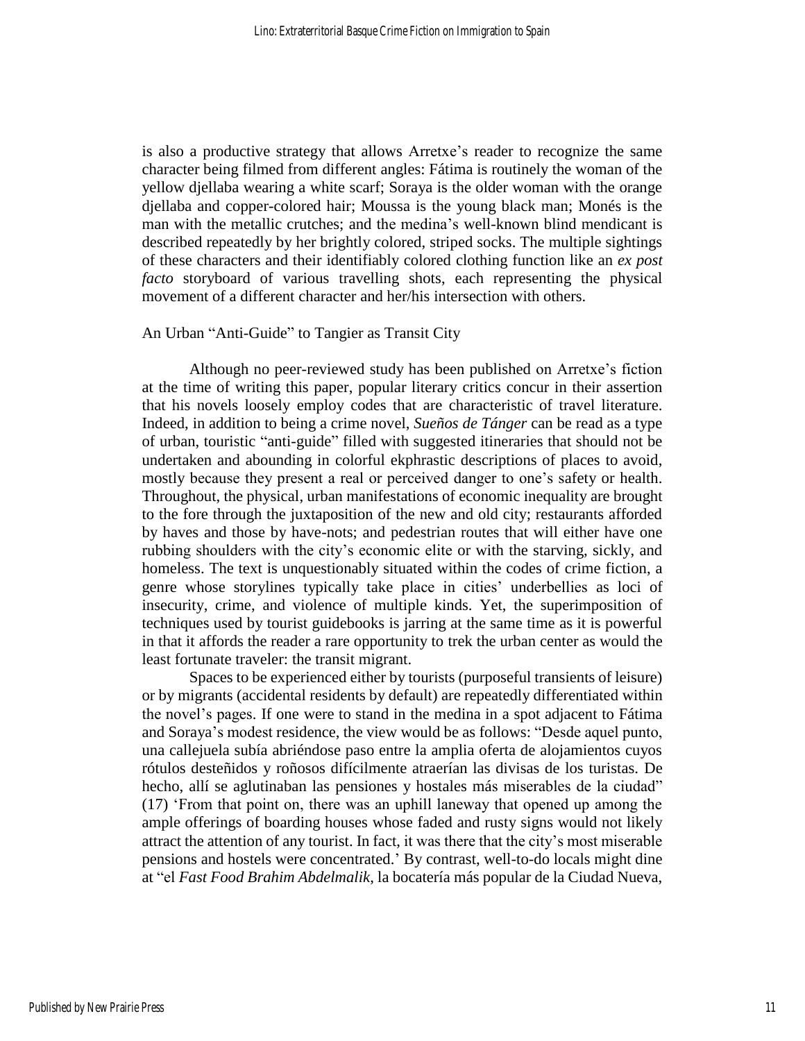is also a productive strategy that allows Arretxe's reader to recognize the same character being filmed from different angles: Fátima is routinely the woman of the yellow djellaba wearing a white scarf; Soraya is the older woman with the orange djellaba and copper-colored hair; Moussa is the young black man; Monés is the man with the metallic crutches; and the medina's well-known blind mendicant is described repeatedly by her brightly colored, striped socks. The multiple sightings of these characters and their identifiably colored clothing function like an *ex post facto* storyboard of various travelling shots, each representing the physical movement of a different character and her/his intersection with others.

## An Urban "Anti-Guide" to Tangier as Transit City

Although no peer-reviewed study has been published on Arretxe's fiction at the time of writing this paper, popular literary critics concur in their assertion that his novels loosely employ codes that are characteristic of travel literature. Indeed, in addition to being a crime novel, *Sueños de Tánger* can be read as a type of urban, touristic "anti-guide" filled with suggested itineraries that should not be undertaken and abounding in colorful ekphrastic descriptions of places to avoid, mostly because they present a real or perceived danger to one's safety or health. Throughout, the physical, urban manifestations of economic inequality are brought to the fore through the juxtaposition of the new and old city; restaurants afforded by haves and those by have-nots; and pedestrian routes that will either have one rubbing shoulders with the city's economic elite or with the starving, sickly, and homeless. The text is unquestionably situated within the codes of crime fiction, a genre whose storylines typically take place in cities' underbellies as loci of insecurity, crime, and violence of multiple kinds. Yet, the superimposition of techniques used by tourist guidebooks is jarring at the same time as it is powerful in that it affords the reader a rare opportunity to trek the urban center as would the least fortunate traveler: the transit migrant.

Spaces to be experienced either by tourists (purposeful transients of leisure) or by migrants (accidental residents by default) are repeatedly differentiated within the novel's pages. If one were to stand in the medina in a spot adjacent to Fátima and Soraya's modest residence, the view would be as follows: "Desde aquel punto, una callejuela subía abriéndose paso entre la amplia oferta de alojamientos cuyos rótulos desteñidos y roñosos difícilmente atraerían las divisas de los turistas. De hecho, allí se aglutinaban las pensiones y hostales más miserables de la ciudad" (17) 'From that point on, there was an uphill laneway that opened up among the ample offerings of boarding houses whose faded and rusty signs would not likely attract the attention of any tourist. In fact, it was there that the city's most miserable pensions and hostels were concentrated.' By contrast, well-to-do locals might dine at "el *Fast Food Brahim Abdelmalik*, la bocatería más popular de la Ciudad Nueva,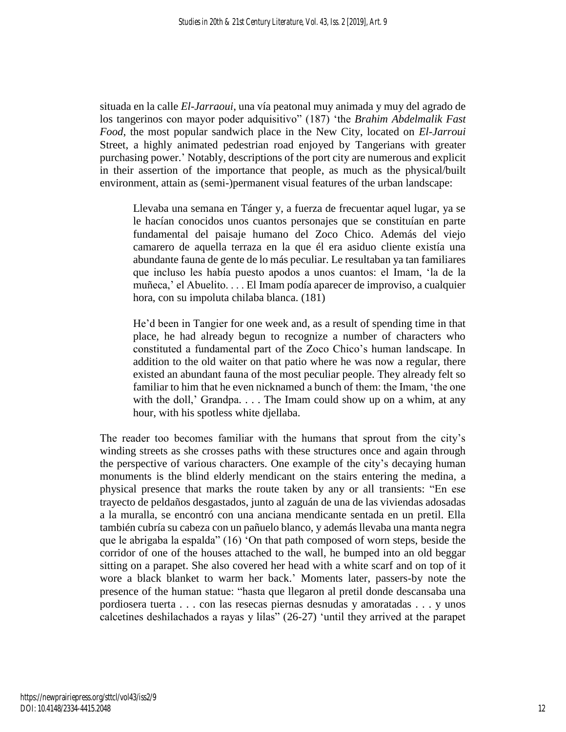situada en la calle *El-Jarraoui*, una vía peatonal muy animada y muy del agrado de los tangerinos con mayor poder adquisitivo" (187) 'the *Brahim Abdelmalik Fast Food*, the most popular sandwich place in the New City, located on *El-Jarroui* Street, a highly animated pedestrian road enjoyed by Tangerians with greater purchasing power.' Notably, descriptions of the port city are numerous and explicit in their assertion of the importance that people, as much as the physical/built environment, attain as (semi-)permanent visual features of the urban landscape:

> Llevaba una semana en Tánger y, a fuerza de frecuentar aquel lugar, ya se le hacían conocidos unos cuantos personajes que se constituían en parte fundamental del paisaje humano del Zoco Chico. Además del viejo camarero de aquella terraza en la que él era asiduo cliente existía una abundante fauna de gente de lo más peculiar. Le resultaban ya tan familiares que incluso les había puesto apodos a unos cuantos: el Imam, 'la de la muñeca,' el Abuelito. . . . El Imam podía aparecer de improviso, a cualquier hora, con su impoluta chilaba blanca. (181)

> He'd been in Tangier for one week and, as a result of spending time in that place, he had already begun to recognize a number of characters who constituted a fundamental part of the Zoco Chico's human landscape. In addition to the old waiter on that patio where he was now a regular, there existed an abundant fauna of the most peculiar people. They already felt so familiar to him that he even nicknamed a bunch of them: the Imam, 'the one with the doll,' Grandpa. . . . The Imam could show up on a whim, at any hour, with his spotless white djellaba.

The reader too becomes familiar with the humans that sprout from the city's winding streets as she crosses paths with these structures once and again through the perspective of various characters. One example of the city's decaying human monuments is the blind elderly mendicant on the stairs entering the medina, a physical presence that marks the route taken by any or all transients: "En ese trayecto de peldaños desgastados, junto al zaguán de una de las viviendas adosadas a la muralla, se encontró con una anciana mendicante sentada en un pretil. Ella también cubría su cabeza con un pañuelo blanco, y además llevaba una manta negra que le abrigaba la espalda" (16) 'On that path composed of worn steps, beside the corridor of one of the houses attached to the wall, he bumped into an old beggar sitting on a parapet. She also covered her head with a white scarf and on top of it wore a black blanket to warm her back.' Moments later, passers-by note the presence of the human statue: "hasta que llegaron al pretil donde descansaba una pordiosera tuerta . . . con las resecas piernas desnudas y amoratadas . . . y unos calcetines deshilachados a rayas y lilas" (26-27) 'until they arrived at the parapet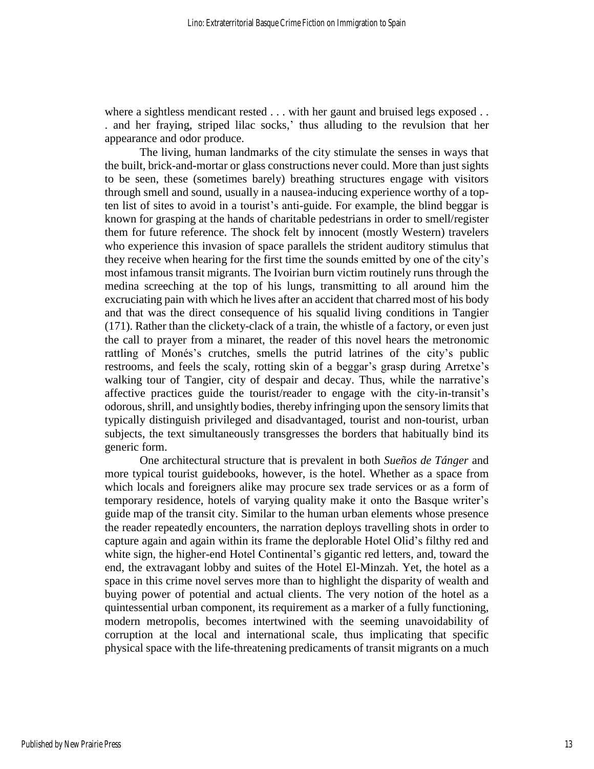where a sightless mendicant rested . . . with her gaunt and bruised legs exposed . . . and her fraying, striped lilac socks,' thus alluding to the revulsion that her appearance and odor produce.

The living, human landmarks of the city stimulate the senses in ways that the built, brick-and-mortar or glass constructions never could. More than just sights to be seen, these (sometimes barely) breathing structures engage with visitors through smell and sound, usually in a nausea-inducing experience worthy of a top-ten list of sites to avoid in a tourist's anti-guide. For example, the blind beggar is known for grasping at the hands of charitable pedestrians in order to smell/register them for future reference. The shock felt by innocent (mostly Western) travelers who experience this invasion of space parallels the strident auditory stimulus that they receive when hearing for the first time the sounds emitted by one of the city's most infamous transit migrants. The Ivoirian burn victim routinely runs through the medina screeching at the top of his lungs, transmitting to all around him the excruciating pain with which he lives after an accident that charred most of his body and that was the direct consequence of his squalid living conditions in Tangier (171). Rather than the clickety-clack of a train, the whistle of a factory, or even just the call to prayer from a minaret, the reader of this novel hears the metronomic rattling of Monés's crutches, smells the putrid latrines of the city's public restrooms, and feels the scaly, rotting skin of a beggar's grasp during Arretxe's walking tour of Tangier, city of despair and decay. Thus, while the narrative's affective practices guide the tourist/reader to engage with the city-in-transit's odorous, shrill, and unsightly bodies, thereby infringing upon the sensory limits that typically distinguish privileged and disadvantaged, tourist and non-tourist, urban subjects, the text simultaneously transgresses the borders that habitually bind its generic form.

One architectural structure that is prevalent in both *Sueños de Tánger* and more typical tourist guidebooks, however, is the hotel. Whether as a space from which locals and foreigners alike may procure sex trade services or as a form of temporary residence, hotels of varying quality make it onto the Basque writer's guide map of the transit city. Similar to the human urban elements whose presence the reader repeatedly encounters, the narration deploys travelling shots in order to capture again and again within its frame the deplorable Hotel Olid's filthy red and white sign, the higher-end Hotel Continental's gigantic red letters, and, toward the end, the extravagant lobby and suites of the Hotel El-Minzah. Yet, the hotel as a space in this crime novel serves more than to highlight the disparity of wealth and buying power of potential and actual clients. The very notion of the hotel as a quintessential urban component, its requirement as a marker of a fully functioning, modern metropolis, becomes intertwined with the seeming unavoidability of corruption at the local and international scale, thus implicating that specific physical space with the life-threatening predicaments of transit migrants on a much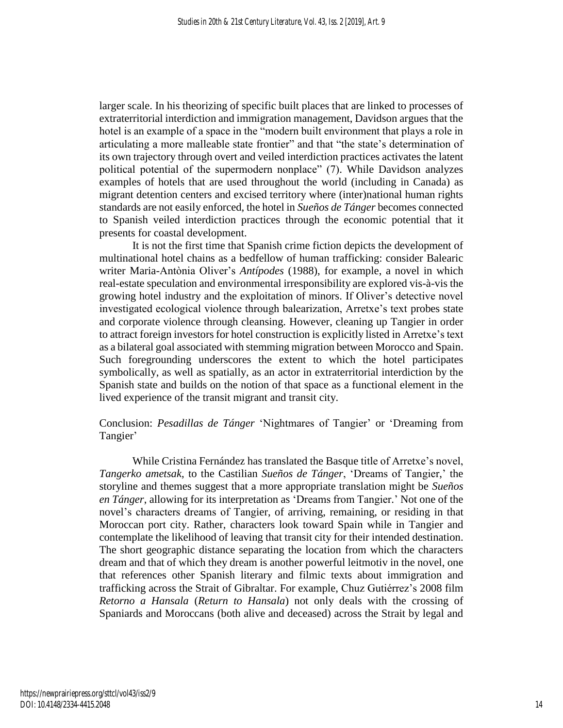larger scale. In his theorizing of specific built places that are linked to processes of extraterritorial interdiction and immigration management, Davidson argues that the hotel is an example of a space in the "modern built environment that plays a role in articulating a more malleable state frontier" and that "the state's determination of its own trajectory through overt and veiled interdiction practices activates the latent political potential of the supermodern nonplace" (7). While Davidson analyzes examples of hotels that are used throughout the world (including in Canada) as migrant detention centers and excised territory where (inter)national human rights standards are not easily enforced, the hotel in *Sueños de Tánger* becomes connected to Spanish veiled interdiction practices through the economic potential that it presents for coastal development.

It is not the first time that Spanish crime fiction depicts the development of multinational hotel chains as a bedfellow of human trafficking: consider Balearic writer Maria-Antònia Oliver's *Antípodes* (1988), for example, a novel in which real-estate speculation and environmental irresponsibility are explored vis-à-vis the growing hotel industry and the exploitation of minors. If Oliver's detective novel investigated ecological violence through balearization, Arretxe's text probes state and corporate violence through cleansing. However, cleaning up Tangier in order to attract foreign investors for hotel construction is explicitly listed in Arretxe's text as a bilateral goal associated with stemming migration between Morocco and Spain. Such foregrounding underscores the extent to which the hotel participates symbolically, as well as spatially, as an actor in extraterritorial interdiction by the Spanish state and builds on the notion of that space as a functional element in the lived experience of the transit migrant and transit city.

## Conclusion: *Pesadillas de Tánger* 'Nightmares of Tangier' or 'Dreaming from Tangier'

While Cristina Fernández has translated the Basque title of Arretxe's novel, *Tangerko ametsak*, to the Castilian *Sueños de Tánger*, 'Dreams of Tangier,' the storyline and themes suggest that a more appropriate translation might be *Sueños en Tánger*, allowing for its interpretation as 'Dreams from Tangier.' Not one of the novel's characters dreams of Tangier, of arriving, remaining, or residing in that Moroccan port city. Rather, characters look toward Spain while in Tangier and contemplate the likelihood of leaving that transit city for their intended destination. The short geographic distance separating the location from which the characters dream and that of which they dream is another powerful leitmotiv in the novel, one that references other Spanish literary and filmic texts about immigration and trafficking across the Strait of Gibraltar. For example, Chuz Gutiérrez's 2008 film *Retorno a Hansala* (*Return to Hansala*) not only deals with the crossing of Spaniards and Moroccans (both alive and deceased) across the Strait by legal and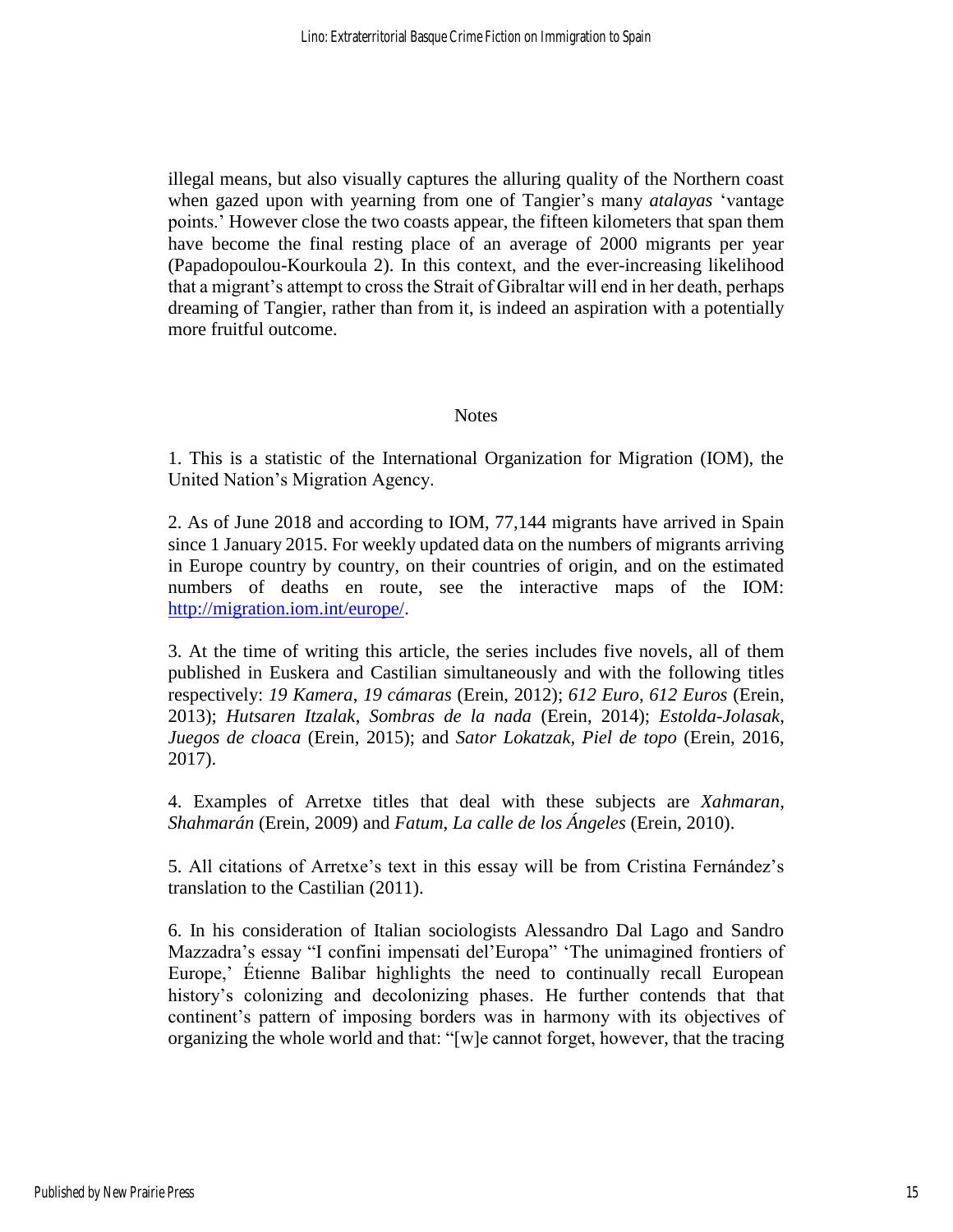illegal means, but also visually captures the alluring quality of the Northern coast when gazed upon with yearning from one of Tangier's many *atalayas* 'vantage points.' However close the two coasts appear, the fifteen kilometers that span them have become the final resting place of an average of 2000 migrants per year (Papadopoulou-Kourkoula 2). In this context, and the ever-increasing likelihood that a migrant's attempt to cross the Strait of Gibraltar will end in her death, perhaps dreaming of Tangier, rather than from it, is indeed an aspiration with a potentially more fruitful outcome.

## Notes

1. This is a statistic of the International Organization for Migration (IOM), the United Nation's Migration Agency.

2. As of June 2018 and according to IOM, 77,144 migrants have arrived in Spain since 1 January 2015. For weekly updated data on the numbers of migrants arriving in Europe country by country, on their countries of origin, and on the estimated numbers of deaths en route, see the interactive maps of the IOM: [http://migration.iom.int/europe/](http://migration.iom.int/europe/).

3. At the time of writing this article, the series includes five novels, all of them published in Euskera and Castilian simultaneously and with the following titles respectively: *19 Kamera*, *19 cámaras* (Erein, 2012); *612 Euro*, *612 Euros* (Erein, 2013); *Hutsaren Itzalak*, *Sombras de la nada* (Erein, 2014); *Estolda-Jolasak*, *Juegos de cloaca* (Erein, 2015); and *Sator Lokatzak*, *Piel de topo* (Erein, 2016, 2017).

4. Examples of Arretxe titles that deal with these subjects are *Xahmaran*, *Shahmarán* (Erein, 2009) and *Fatum*, *La calle de los Ángeles* (Erein, 2010).

5. All citations of Arretxe's text in this essay will be from Cristina Fernández's translation to the Castilian (2011).

6. In his consideration of Italian sociologists Alessandro Dal Lago and Sandro Mazzadra's essay "I confini impensati del'Europa" 'The unimagined frontiers of Europe,' Étienne Balibar highlights the need to continually recall European history's colonizing and decolonizing phases. He further contends that that continent's pattern of imposing borders was in harmony with its objectives of organizing the whole world and that: "[w]e cannot forget, however, that the tracing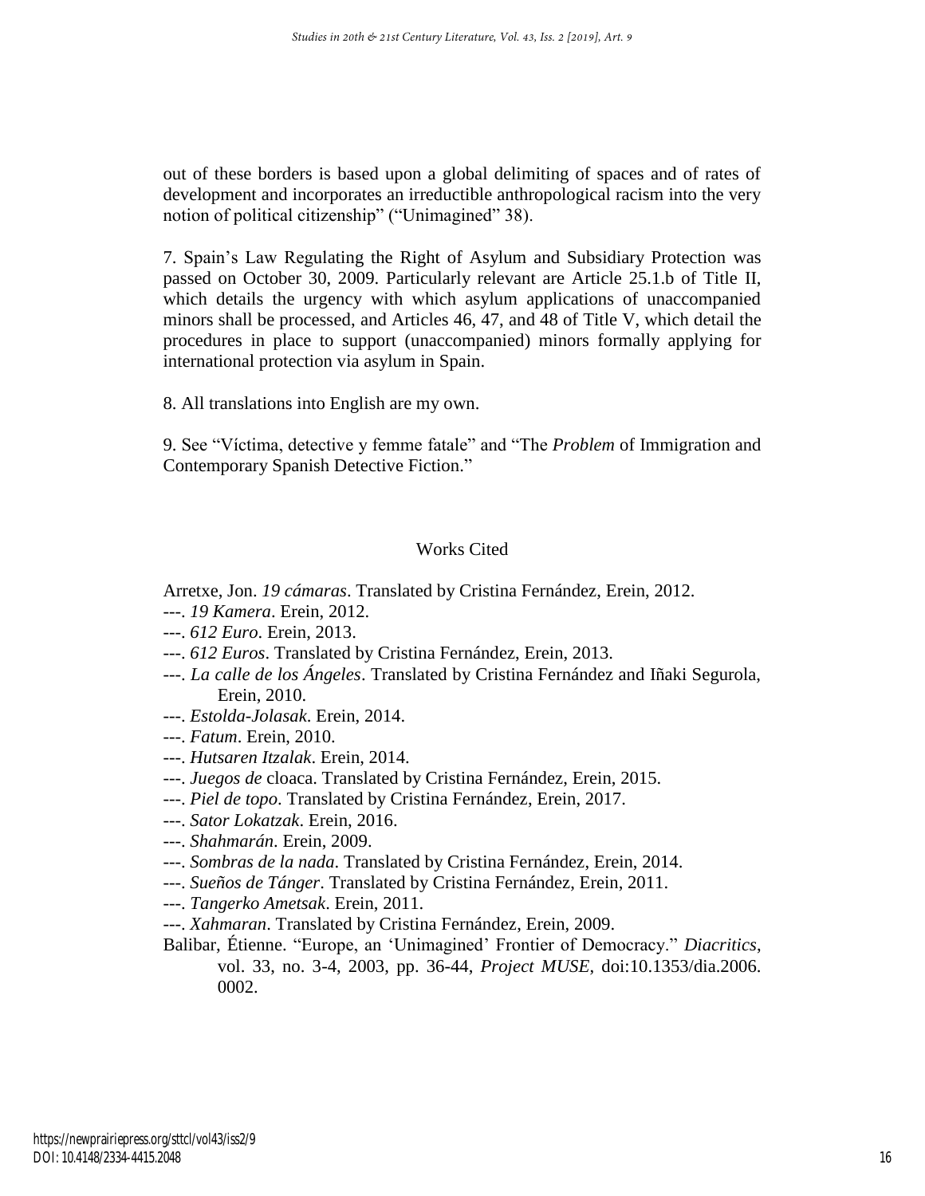out of these borders is based upon a global delimiting of spaces and of rates of development and incorporates an irreductible anthropological racism into the very notion of political citizenship" ("Unimagined" 38).

7. Spain's Law Regulating the Right of Asylum and Subsidiary Protection was passed on October 30, 2009. Particularly relevant are Article 25.1.b of Title II, which details the urgency with which asylum applications of unaccompanied minors shall be processed, and Articles 46, 47, and 48 of Title V, which detail the procedures in place to support (unaccompanied) minors formally applying for international protection via asylum in Spain.

8. All translations into English are my own.

9. See "Víctima, detective y femme fatale" and "The *Problem* of Immigration and Contemporary Spanish Detective Fiction."

## Works Cited

Arretxe, Jon. *19 cámaras*. Translated by Cristina Fernández, Erein, 2012.

---. *19 Kamera*. Erein, 2012.

---. *612 Euro*. Erein, 2013.

---. *612 Euros*. Translated by Cristina Fernández, Erein, 2013.

---. *La calle de los Ángeles*. Translated by Cristina Fernández and Iñaki Segurola, Erein, 2010.

---. *Estolda-Jolasak*. Erein, 2014.

---. *Fatum*. Erein, 2010.

---. *Hutsaren Itzalak*. Erein, 2014.

---. *Juegos de* cloaca. Translated by Cristina Fernández, Erein, 2015.

---. *Piel de topo*. Translated by Cristina Fernández, Erein, 2017.

---. *Sator Lokatzak*. Erein, 2016.

---. *Shahmarán*. Erein, 2009.

---. *Sombras de la nada*. Translated by Cristina Fernández, Erein, 2014.

---. *Sueños de Tánger*. Translated by Cristina Fernández, Erein, 2011.

---. *Tangerko Ametsak*. Erein, 2011.

---. *Xahmaran*. Translated by Cristina Fernández, Erein, 2009.

Balibar, Étienne. "Europe, an 'Unimagined' Frontier of Democracy." *Diacritics*, vol. 33, no. 3-4, 2003, pp. 36-44, *Project MUSE*, doi:10.1353/dia.2006.0002.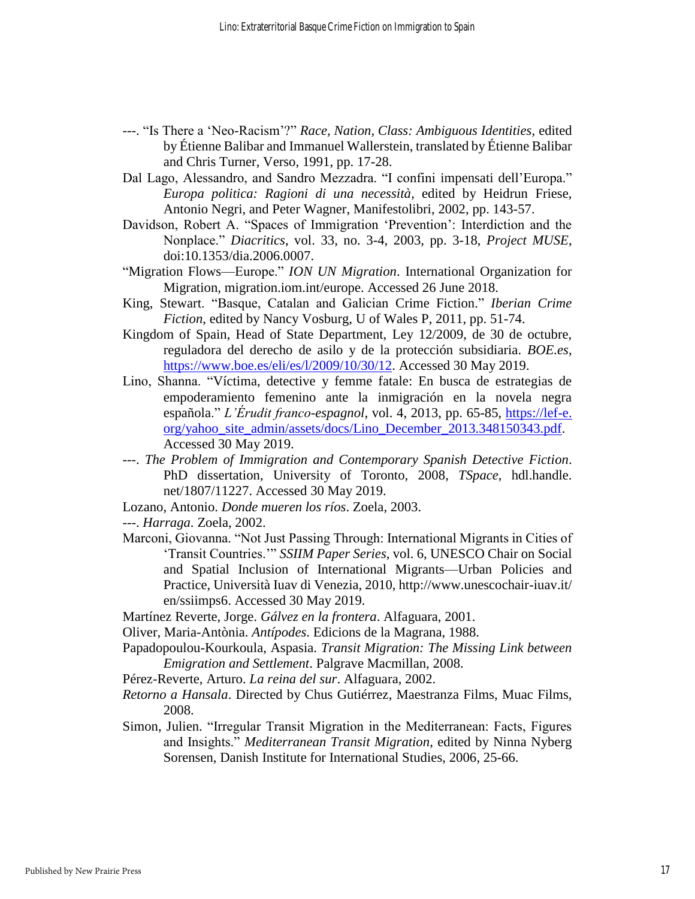---. "Is There a 'Neo-Racism'?" *Race, Nation, Class: Ambiguous Identities*, edited by Étienne Balibar and Immanuel Wallerstein, translated by Étienne Balibar and Chris Turner, Verso, 1991, pp. 17-28.

Dal Lago, Alessandro, and Sandro Mezzadra. "I confini impensati dell'Europa." *Europa politica: Ragioni di una necessità*, edited by Heidrun Friese, Antonio Negri, and Peter Wagner, Manifestolibri, 2002, pp. 143-57.

Davidson, Robert A. "Spaces of Immigration 'Prevention': Interdiction and the Nonplace." *Diacritics*, vol. 33, no. 3-4, 2003, pp. 3-18, *Project MUSE*, doi:10.1353/dia.2006.0007.

"Migration Flows—Europe." *ION UN Migration*. International Organization for Migration, migration.iom.int/europe. Accessed 26 June 2018.

King, Stewart. "Basque, Catalan and Galician Crime Fiction." *Iberian Crime Fiction*, edited by Nancy Vosburg, U of Wales P, 2011, pp. 51-74.

Kingdom of Spain, Head of State Department, Ley 12/2009, de 30 de octubre, reguladora del derecho de asilo y de la protección subsidiaria. *BOE.es*, https://www.boe.es/eli/es/l/2009/10/30/12. Accessed 30 May 2019.

Lino, Shanna. "Víctima, detective y femme fatale: En busca de estrategias de empoderamiento femenino ante la inmigración en la novela negra española." *L'Érudit franco-espagnol*, vol. 4, 2013, pp. 65-85, https://lef-e.org/yahoo_site_admin/assets/docs/Lino_December_2013.348150343.pdf. Accessed 30 May 2019.

---. *The Problem of Immigration and Contemporary Spanish Detective Fiction*. PhD dissertation, University of Toronto, 2008, *TSpace*, hdl.handle.net/1807/11227. Accessed 30 May 2019.

Lozano, Antonio. *Donde mueren los ríos*. Zoela, 2003.

---. *Harraga*. Zoela, 2002.

Marconi, Giovanna. "Not Just Passing Through: International Migrants in Cities of 'Transit Countries.'" *SSIIM Paper Series*, vol. 6, UNESCO Chair on Social and Spatial Inclusion of International Migrants—Urban Policies and Practice, Università Iuav di Venezia, 2010, http://www.unescochair-iuav.it/en/ssiimps6. Accessed 30 May 2019.

Martínez Reverte, Jorge. *Gálvez en la frontera*. Alfaguara, 2001.

Oliver, Maria-Antònia. *Antípodes*. Edicions de la Magrana, 1988.

Papadopoulou-Kourkoula, Aspasia. *Transit Migration: The Missing Link between Emigration and Settlement*. Palgrave Macmillan, 2008.

Pérez-Reverte, Arturo. *La reina del sur*. Alfaguara, 2002.

*Retorno a Hansala*. Directed by Chus Gutiérrez, Maestranza Films, Muac Films, 2008.

Simon, Julien. "Irregular Transit Migration in the Mediterranean: Facts, Figures and Insights." *Mediterranean Transit Migration*, edited by Ninna Nyberg Sorensen, Danish Institute for International Studies, 2006, 25-66.